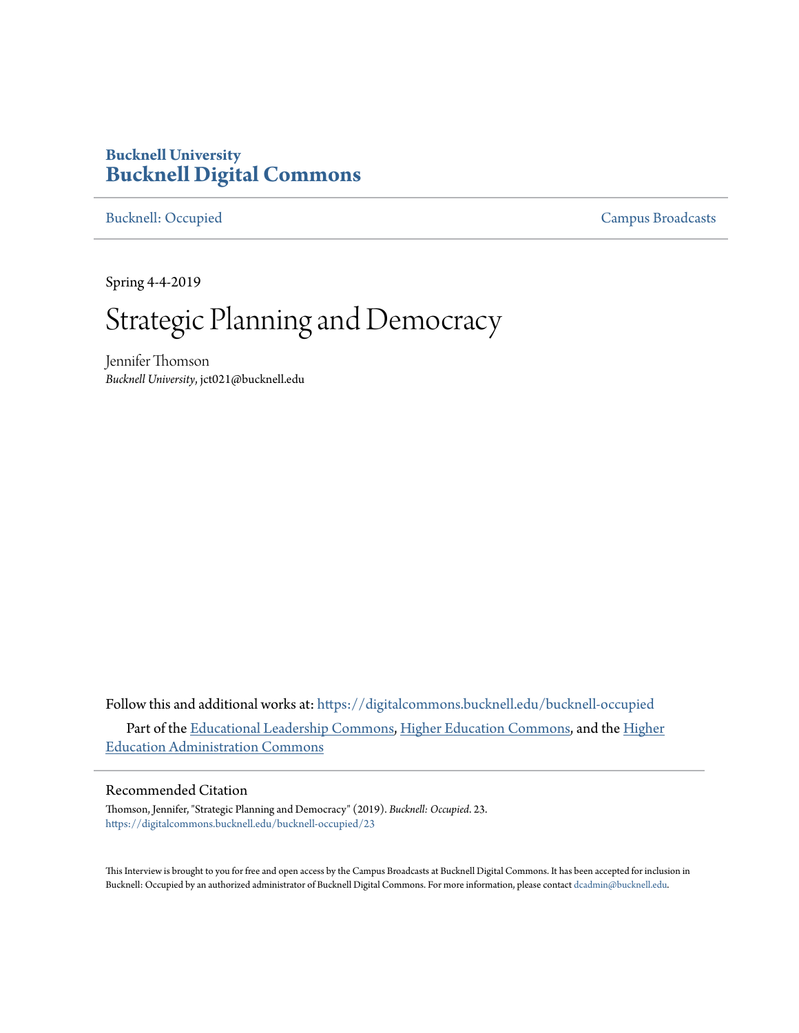**Bucknell University**
**Bucknell Digital Commons**

Bucknell: Occupied | Campus Broadcasts

Spring 4-4-2019

# Strategic Planning and Democracy

Jennifer Thomson
*Bucknell University*, jct021@bucknell.edu

Follow this and additional works at: https://digitalcommons.bucknell.edu/bucknell-occupied

Part of the Educational Leadership Commons, Higher Education Commons, and the Higher Education Administration Commons

## Recommended Citation

Thomson, Jennifer, "Strategic Planning and Democracy" (2019). *Bucknell: Occupied*. 23.
https://digitalcommons.bucknell.edu/bucknell-occupied/23

This Interview is brought to you for free and open access by the Campus Broadcasts at Bucknell Digital Commons. It has been accepted for inclusion in Bucknell: Occupied by an authorized administrator of Bucknell Digital Commons. For more information, please contact dcadmin@bucknell.edu.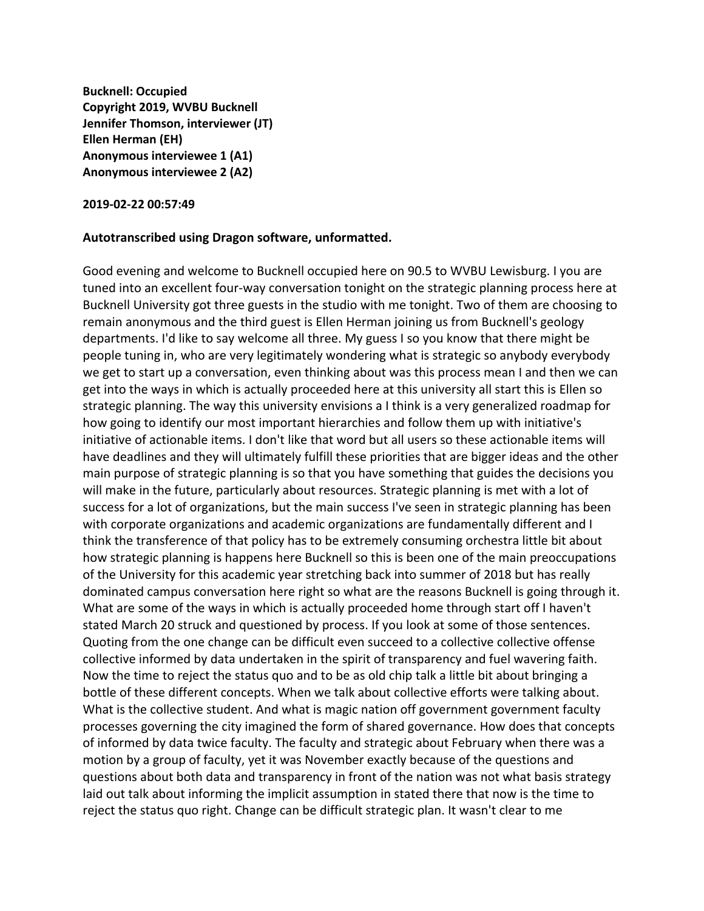**Bucknell: Occupied**
**Copyright 2019, WVBU Bucknell**
**Jennifer Thomson, interviewer (JT)**
**Ellen Herman (EH)**
**Anonymous interviewee 1 (A1)**
**Anonymous interviewee 2 (A2)**

**2019-02-22 00:57:49**

**Autotranscribed using Dragon software, unformatted.**

Good evening and welcome to Bucknell occupied here on 90.5 to WVBU Lewisburg. I you are tuned into an excellent four-way conversation tonight on the strategic planning process here at Bucknell University got three guests in the studio with me tonight. Two of them are choosing to remain anonymous and the third guest is Ellen Herman joining us from Bucknell's geology departments. I'd like to say welcome all three. My guess I so you know that there might be people tuning in, who are very legitimately wondering what is strategic so anybody everybody we get to start up a conversation, even thinking about was this process mean I and then we can get into the ways in which is actually proceeded here at this university all start this is Ellen so strategic planning. The way this university envisions a I think is a very generalized roadmap for how going to identify our most important hierarchies and follow them up with initiative's initiative of actionable items. I don't like that word but all users so these actionable items will have deadlines and they will ultimately fulfill these priorities that are bigger ideas and the other main purpose of strategic planning is so that you have something that guides the decisions you will make in the future, particularly about resources. Strategic planning is met with a lot of success for a lot of organizations, but the main success I've seen in strategic planning has been with corporate organizations and academic organizations are fundamentally different and I think the transference of that policy has to be extremely consuming orchestra little bit about how strategic planning is happens here Bucknell so this is been one of the main preoccupations of the University for this academic year stretching back into summer of 2018 but has really dominated campus conversation here right so what are the reasons Bucknell is going through it. What are some of the ways in which is actually proceeded home through start off I haven't stated March 20 struck and questioned by process. If you look at some of those sentences. Quoting from the one change can be difficult even succeed to a collective collective offense collective informed by data undertaken in the spirit of transparency and fuel wavering faith. Now the time to reject the status quo and to be as old chip talk a little bit about bringing a bottle of these different concepts. When we talk about collective efforts were talking about. What is the collective student. And what is magic nation off government government faculty processes governing the city imagined the form of shared governance. How does that concepts of informed by data twice faculty. The faculty and strategic about February when there was a motion by a group of faculty, yet it was November exactly because of the questions and questions about both data and transparency in front of the nation was not what basis strategy laid out talk about informing the implicit assumption in stated there that now is the time to reject the status quo right. Change can be difficult strategic plan. It wasn't clear to me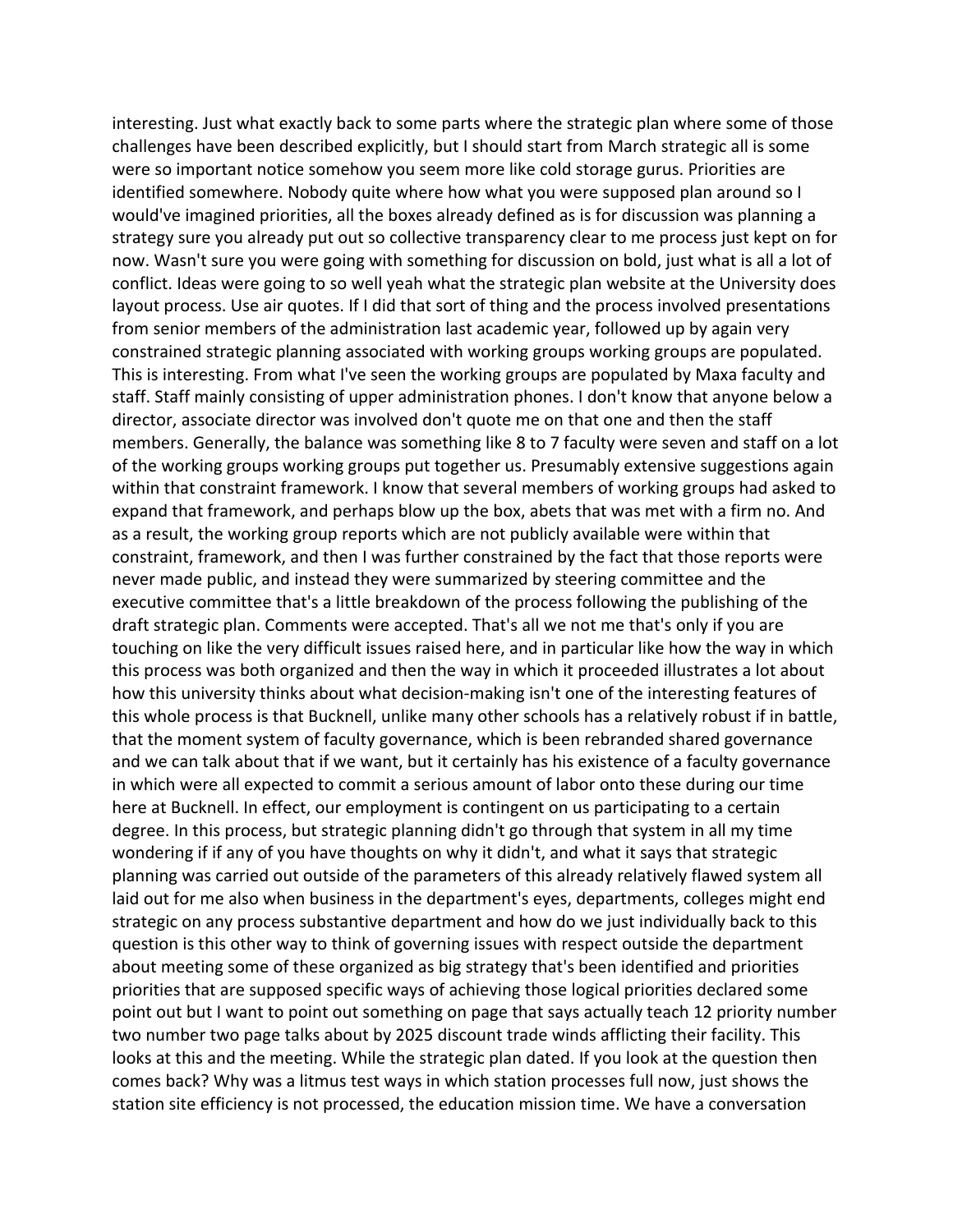interesting. Just what exactly back to some parts where the strategic plan where some of those challenges have been described explicitly, but I should start from March strategic all is some were so important notice somehow you seem more like cold storage gurus. Priorities are identified somewhere. Nobody quite where how what you were supposed plan around so I would've imagined priorities, all the boxes already defined as is for discussion was planning a strategy sure you already put out so collective transparency clear to me process just kept on for now. Wasn't sure you were going with something for discussion on bold, just what is all a lot of conflict. Ideas were going to so well yeah what the strategic plan website at the University does layout process. Use air quotes. If I did that sort of thing and the process involved presentations from senior members of the administration last academic year, followed up by again very constrained strategic planning associated with working groups working groups are populated. This is interesting. From what I've seen the working groups are populated by Maxa faculty and staff. Staff mainly consisting of upper administration phones. I don't know that anyone below a director, associate director was involved don't quote me on that one and then the staff members. Generally, the balance was something like 8 to 7 faculty were seven and staff on a lot of the working groups working groups put together us. Presumably extensive suggestions again within that constraint framework. I know that several members of working groups had asked to expand that framework, and perhaps blow up the box, abets that was met with a firm no. And as a result, the working group reports which are not publicly available were within that constraint, framework, and then I was further constrained by the fact that those reports were never made public, and instead they were summarized by steering committee and the executive committee that's a little breakdown of the process following the publishing of the draft strategic plan. Comments were accepted. That's all we not me that's only if you are touching on like the very difficult issues raised here, and in particular like how the way in which this process was both organized and then the way in which it proceeded illustrates a lot about how this university thinks about what decision-making isn't one of the interesting features of this whole process is that Bucknell, unlike many other schools has a relatively robust if in battle, that the moment system of faculty governance, which is been rebranded shared governance and we can talk about that if we want, but it certainly has his existence of a faculty governance in which were all expected to commit a serious amount of labor onto these during our time here at Bucknell. In effect, our employment is contingent on us participating to a certain degree. In this process, but strategic planning didn't go through that system in all my time wondering if if any of you have thoughts on why it didn't, and what it says that strategic planning was carried out outside of the parameters of this already relatively flawed system all laid out for me also when business in the department's eyes, departments, colleges might end strategic on any process substantive department and how do we just individually back to this question is this other way to think of governing issues with respect outside the department about meeting some of these organized as big strategy that's been identified and priorities priorities that are supposed specific ways of achieving those logical priorities declared some point out but I want to point out something on page that says actually teach 12 priority number two number two page talks about by 2025 discount trade winds afflicting their facility. This looks at this and the meeting. While the strategic plan dated. If you look at the question then comes back? Why was a litmus test ways in which station processes full now, just shows the station site efficiency is not processed, the education mission time. We have a conversation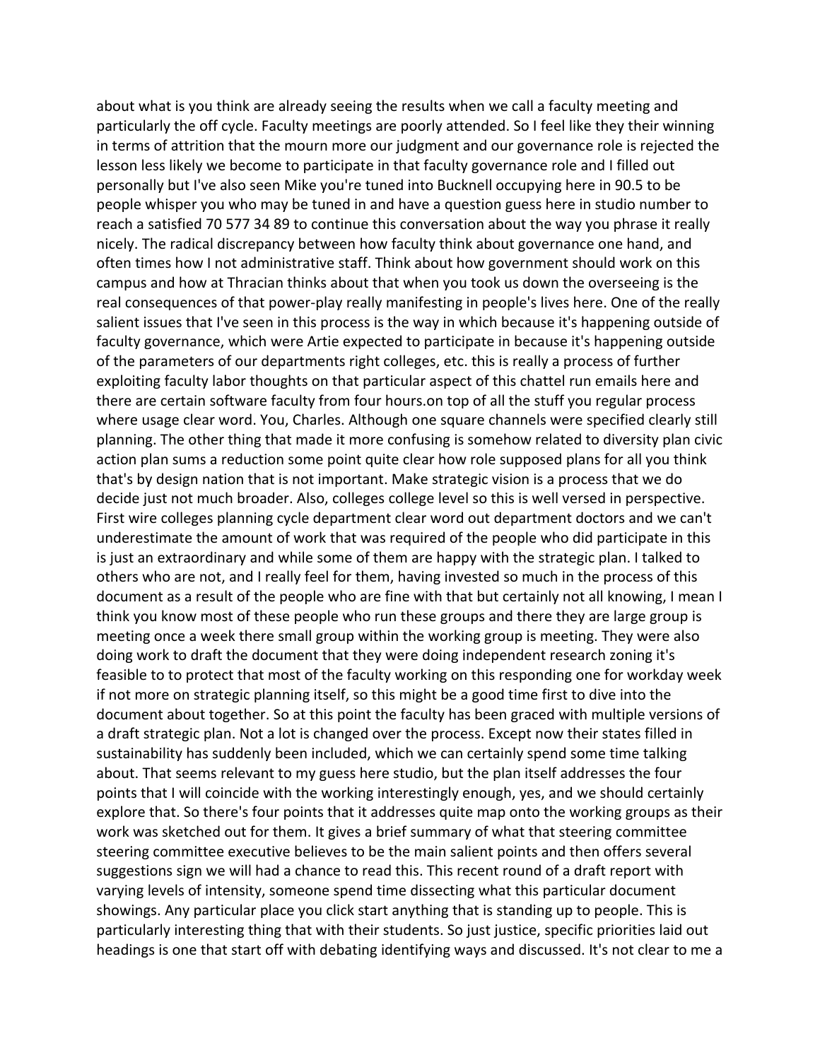about what is you think are already seeing the results when we call a faculty meeting and particularly the off cycle. Faculty meetings are poorly attended. So I feel like they their winning in terms of attrition that the mourn more our judgment and our governance role is rejected the lesson less likely we become to participate in that faculty governance role and I filled out personally but I've also seen Mike you're tuned into Bucknell occupying here in 90.5 to be people whisper you who may be tuned in and have a question guess here in studio number to reach a satisfied 70 577 34 89 to continue this conversation about the way you phrase it really nicely. The radical discrepancy between how faculty think about governance one hand, and often times how I not administrative staff. Think about how government should work on this campus and how at Thracian thinks about that when you took us down the overseeing is the real consequences of that power-play really manifesting in people's lives here. One of the really salient issues that I've seen in this process is the way in which because it's happening outside of faculty governance, which were Artie expected to participate in because it's happening outside of the parameters of our departments right colleges, etc. this is really a process of further exploiting faculty labor thoughts on that particular aspect of this chattel run emails here and there are certain software faculty from four hours.on top of all the stuff you regular process where usage clear word. You, Charles. Although one square channels were specified clearly still planning. The other thing that made it more confusing is somehow related to diversity plan civic action plan sums a reduction some point quite clear how role supposed plans for all you think that's by design nation that is not important. Make strategic vision is a process that we do decide just not much broader. Also, colleges college level so this is well versed in perspective. First wire colleges planning cycle department clear word out department doctors and we can't underestimate the amount of work that was required of the people who did participate in this is just an extraordinary and while some of them are happy with the strategic plan. I talked to others who are not, and I really feel for them, having invested so much in the process of this document as a result of the people who are fine with that but certainly not all knowing, I mean I think you know most of these people who run these groups and there they are large group is meeting once a week there small group within the working group is meeting. They were also doing work to draft the document that they were doing independent research zoning it's feasible to to protect that most of the faculty working on this responding one for workday week if not more on strategic planning itself, so this might be a good time first to dive into the document about together. So at this point the faculty has been graced with multiple versions of a draft strategic plan. Not a lot is changed over the process. Except now their states filled in sustainability has suddenly been included, which we can certainly spend some time talking about. That seems relevant to my guess here studio, but the plan itself addresses the four points that I will coincide with the working interestingly enough, yes, and we should certainly explore that. So there's four points that it addresses quite map onto the working groups as their work was sketched out for them. It gives a brief summary of what that steering committee steering committee executive believes to be the main salient points and then offers several suggestions sign we will had a chance to read this. This recent round of a draft report with varying levels of intensity, someone spend time dissecting what this particular document showings. Any particular place you click start anything that is standing up to people. This is particularly interesting thing that with their students. So just justice, specific priorities laid out headings is one that start off with debating identifying ways and discussed. It's not clear to me a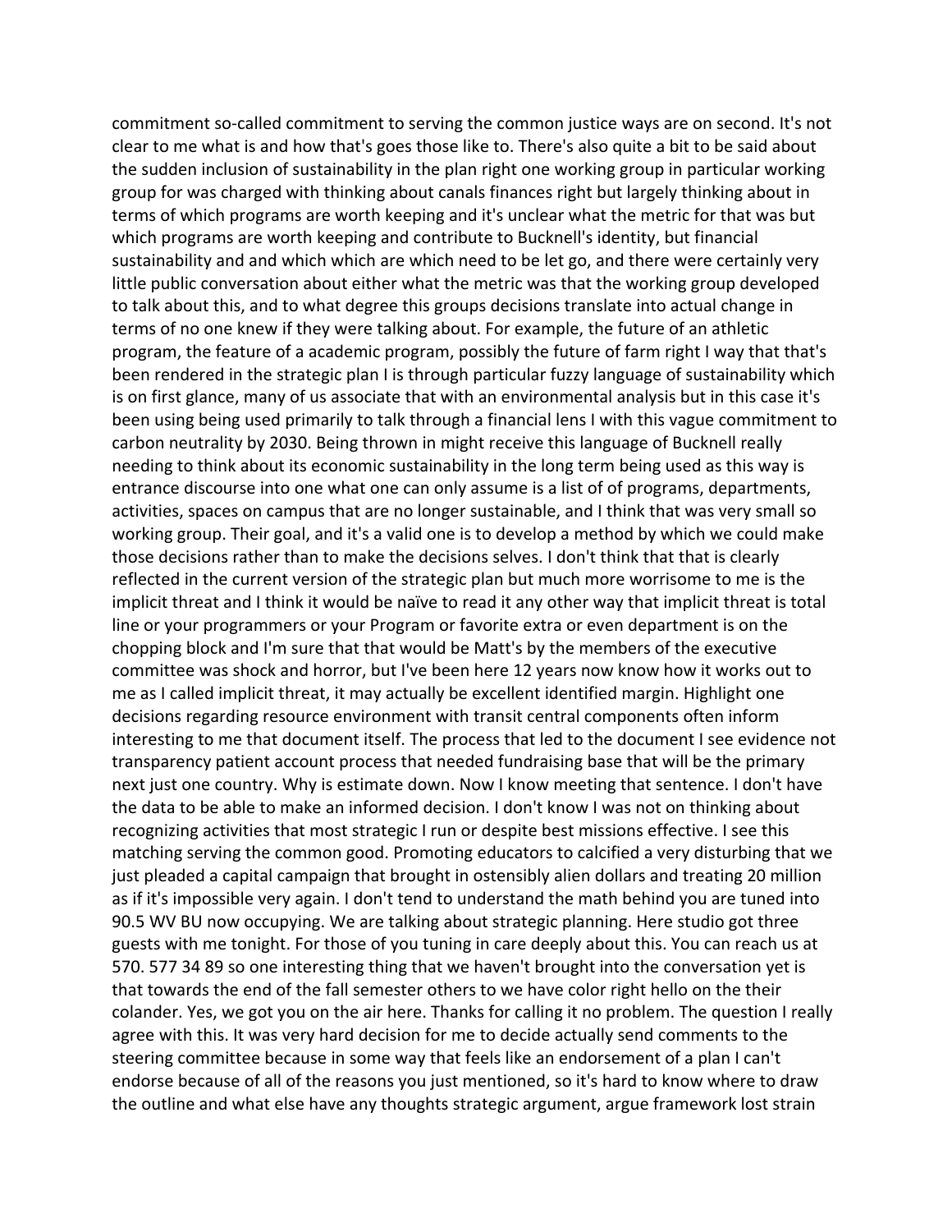commitment so-called commitment to serving the common justice ways are on second. It's not clear to me what is and how that's goes those like to. There's also quite a bit to be said about the sudden inclusion of sustainability in the plan right one working group in particular working group for was charged with thinking about canals finances right but largely thinking about in terms of which programs are worth keeping and it's unclear what the metric for that was but which programs are worth keeping and contribute to Bucknell's identity, but financial sustainability and and which which are which need to be let go, and there were certainly very little public conversation about either what the metric was that the working group developed to talk about this, and to what degree this groups decisions translate into actual change in terms of no one knew if they were talking about. For example, the future of an athletic program, the feature of a academic program, possibly the future of farm right I way that that's been rendered in the strategic plan I is through particular fuzzy language of sustainability which is on first glance, many of us associate that with an environmental analysis but in this case it's been using being used primarily to talk through a financial lens I with this vague commitment to carbon neutrality by 2030. Being thrown in might receive this language of Bucknell really needing to think about its economic sustainability in the long term being used as this way is entrance discourse into one what one can only assume is a list of of programs, departments, activities, spaces on campus that are no longer sustainable, and I think that was very small so working group. Their goal, and it's a valid one is to develop a method by which we could make those decisions rather than to make the decisions selves. I don't think that that is clearly reflected in the current version of the strategic plan but much more worrisome to me is the implicit threat and I think it would be naïve to read it any other way that implicit threat is total line or your programmers or your Program or favorite extra or even department is on the chopping block and I'm sure that that would be Matt's by the members of the executive committee was shock and horror, but I've been here 12 years now know how it works out to me as I called implicit threat, it may actually be excellent identified margin. Highlight one decisions regarding resource environment with transit central components often inform interesting to me that document itself. The process that led to the document I see evidence not transparency patient account process that needed fundraising base that will be the primary next just one country. Why is estimate down. Now I know meeting that sentence. I don't have the data to be able to make an informed decision. I don't know I was not on thinking about recognizing activities that most strategic I run or despite best missions effective. I see this matching serving the common good. Promoting educators to calcified a very disturbing that we just pleaded a capital campaign that brought in ostensibly alien dollars and treating 20 million as if it's impossible very again. I don't tend to understand the math behind you are tuned into 90.5 WV BU now occupying. We are talking about strategic planning. Here studio got three guests with me tonight. For those of you tuning in care deeply about this. You can reach us at 570. 577 34 89 so one interesting thing that we haven't brought into the conversation yet is that towards the end of the fall semester others to we have color right hello on the their colander. Yes, we got you on the air here. Thanks for calling it no problem. The question I really agree with this. It was very hard decision for me to decide actually send comments to the steering committee because in some way that feels like an endorsement of a plan I can't endorse because of all of the reasons you just mentioned, so it's hard to know where to draw the outline and what else have any thoughts strategic argument, argue framework lost strain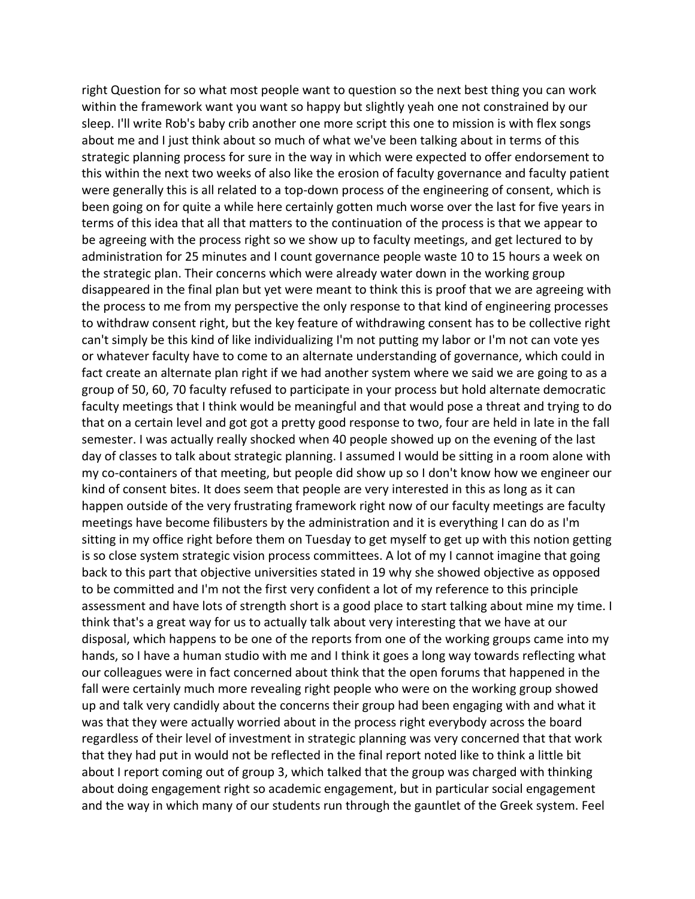right Question for so what most people want to question so the next best thing you can work within the framework want you want so happy but slightly yeah one not constrained by our sleep. I'll write Rob's baby crib another one more script this one to mission is with flex songs about me and I just think about so much of what we've been talking about in terms of this strategic planning process for sure in the way in which were expected to offer endorsement to this within the next two weeks of also like the erosion of faculty governance and faculty patient were generally this is all related to a top-down process of the engineering of consent, which is been going on for quite a while here certainly gotten much worse over the last for five years in terms of this idea that all that matters to the continuation of the process is that we appear to be agreeing with the process right so we show up to faculty meetings, and get lectured to by administration for 25 minutes and I count governance people waste 10 to 15 hours a week on the strategic plan. Their concerns which were already water down in the working group disappeared in the final plan but yet were meant to think this is proof that we are agreeing with the process to me from my perspective the only response to that kind of engineering processes to withdraw consent right, but the key feature of withdrawing consent has to be collective right can't simply be this kind of like individualizing I'm not putting my labor or I'm not can vote yes or whatever faculty have to come to an alternate understanding of governance, which could in fact create an alternate plan right if we had another system where we said we are going to as a group of 50, 60, 70 faculty refused to participate in your process but hold alternate democratic faculty meetings that I think would be meaningful and that would pose a threat and trying to do that on a certain level and got got a pretty good response to two, four are held in late in the fall semester. I was actually really shocked when 40 people showed up on the evening of the last day of classes to talk about strategic planning. I assumed I would be sitting in a room alone with my co-containers of that meeting, but people did show up so I don't know how we engineer our kind of consent bites. It does seem that people are very interested in this as long as it can happen outside of the very frustrating framework right now of our faculty meetings are faculty meetings have become filibusters by the administration and it is everything I can do as I'm sitting in my office right before them on Tuesday to get myself to get up with this notion getting is so close system strategic vision process committees. A lot of my I cannot imagine that going back to this part that objective universities stated in 19 why she showed objective as opposed to be committed and I'm not the first very confident a lot of my reference to this principle assessment and have lots of strength short is a good place to start talking about mine my time. I think that's a great way for us to actually talk about very interesting that we have at our disposal, which happens to be one of the reports from one of the working groups came into my hands, so I have a human studio with me and I think it goes a long way towards reflecting what our colleagues were in fact concerned about think that the open forums that happened in the fall were certainly much more revealing right people who were on the working group showed up and talk very candidly about the concerns their group had been engaging with and what it was that they were actually worried about in the process right everybody across the board regardless of their level of investment in strategic planning was very concerned that that work that they had put in would not be reflected in the final report noted like to think a little bit about I report coming out of group 3, which talked that the group was charged with thinking about doing engagement right so academic engagement, but in particular social engagement and the way in which many of our students run through the gauntlet of the Greek system. Feel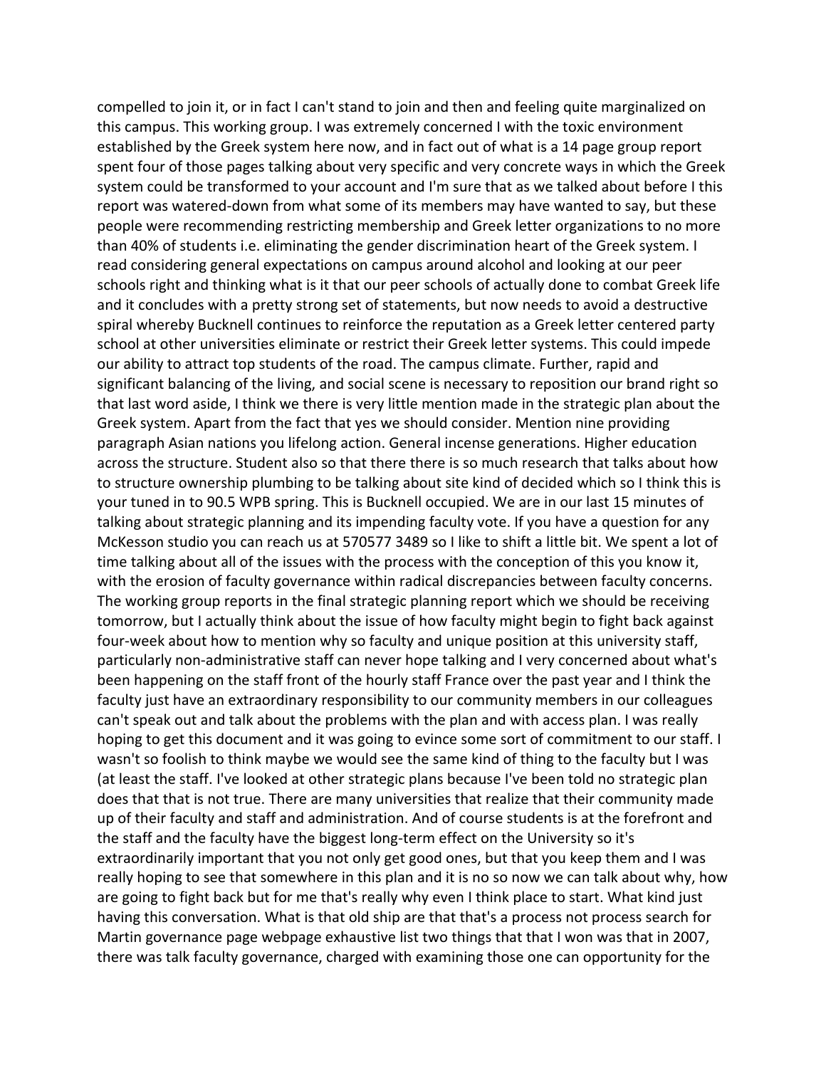compelled to join it, or in fact I can't stand to join and then and feeling quite marginalized on this campus. This working group. I was extremely concerned I with the toxic environment established by the Greek system here now, and in fact out of what is a 14 page group report spent four of those pages talking about very specific and very concrete ways in which the Greek system could be transformed to your account and I'm sure that as we talked about before I this report was watered-down from what some of its members may have wanted to say, but these people were recommending restricting membership and Greek letter organizations to no more than 40% of students i.e. eliminating the gender discrimination heart of the Greek system. I read considering general expectations on campus around alcohol and looking at our peer schools right and thinking what is it that our peer schools of actually done to combat Greek life and it concludes with a pretty strong set of statements, but now needs to avoid a destructive spiral whereby Bucknell continues to reinforce the reputation as a Greek letter centered party school at other universities eliminate or restrict their Greek letter systems. This could impede our ability to attract top students of the road. The campus climate. Further, rapid and significant balancing of the living, and social scene is necessary to reposition our brand right so that last word aside, I think we there is very little mention made in the strategic plan about the Greek system. Apart from the fact that yes we should consider. Mention nine providing paragraph Asian nations you lifelong action. General incense generations. Higher education across the structure. Student also so that there there is so much research that talks about how to structure ownership plumbing to be talking about site kind of decided which so I think this is your tuned in to 90.5 WPB spring. This is Bucknell occupied. We are in our last 15 minutes of talking about strategic planning and its impending faculty vote. If you have a question for any McKesson studio you can reach us at 570577 3489 so I like to shift a little bit. We spent a lot of time talking about all of the issues with the process with the conception of this you know it, with the erosion of faculty governance within radical discrepancies between faculty concerns. The working group reports in the final strategic planning report which we should be receiving tomorrow, but I actually think about the issue of how faculty might begin to fight back against four-week about how to mention why so faculty and unique position at this university staff, particularly non-administrative staff can never hope talking and I very concerned about what's been happening on the staff front of the hourly staff France over the past year and I think the faculty just have an extraordinary responsibility to our community members in our colleagues can't speak out and talk about the problems with the plan and with access plan. I was really hoping to get this document and it was going to evince some sort of commitment to our staff. I wasn't so foolish to think maybe we would see the same kind of thing to the faculty but I was (at least the staff. I've looked at other strategic plans because I've been told no strategic plan does that that is not true. There are many universities that realize that their community made up of their faculty and staff and administration. And of course students is at the forefront and the staff and the faculty have the biggest long-term effect on the University so it's extraordinarily important that you not only get good ones, but that you keep them and I was really hoping to see that somewhere in this plan and it is no so now we can talk about why, how are going to fight back but for me that's really why even I think place to start. What kind just having this conversation. What is that old ship are that that's a process not process search for Martin governance page webpage exhaustive list two things that that I won was that in 2007, there was talk faculty governance, charged with examining those one can opportunity for the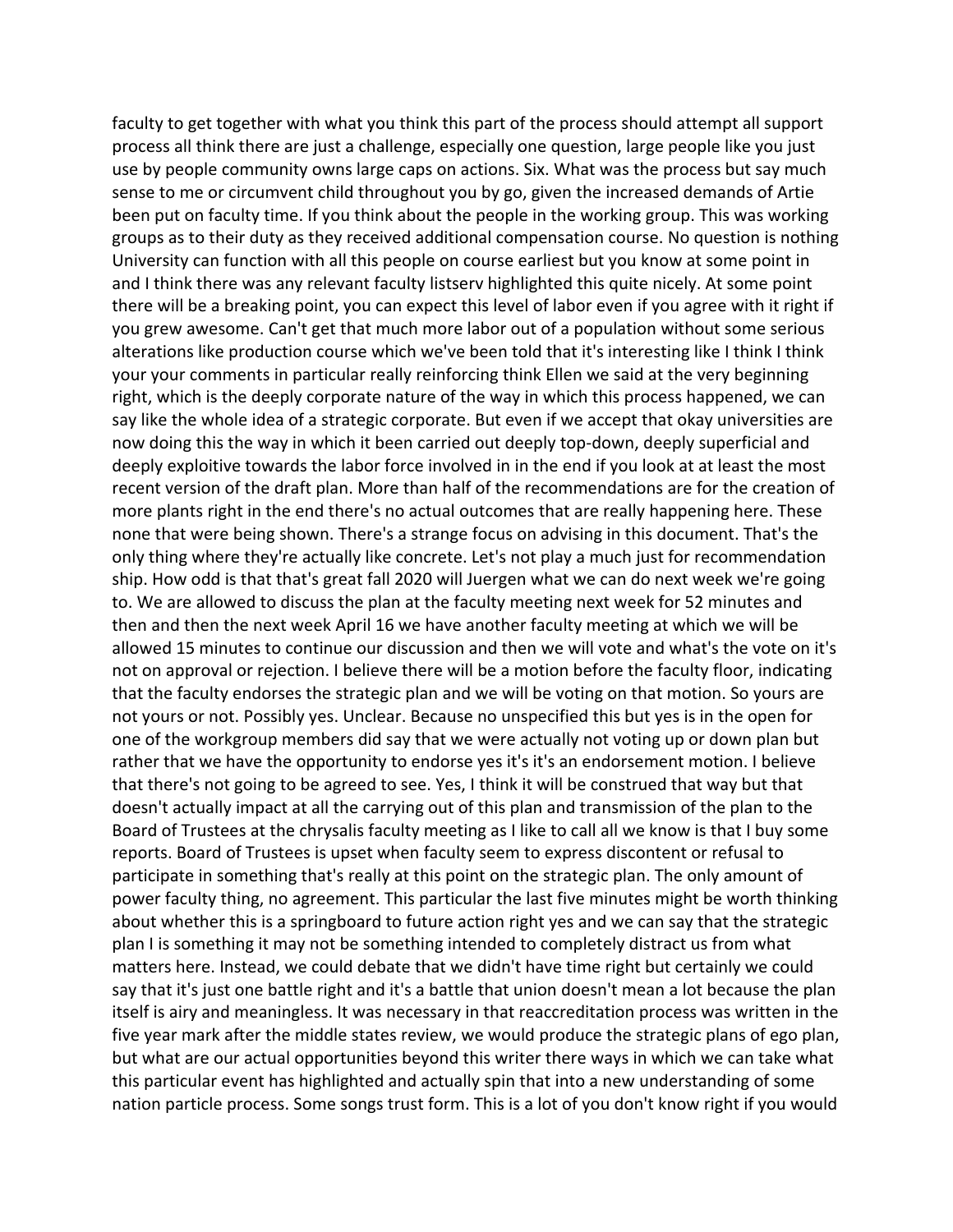faculty to get together with what you think this part of the process should attempt all support process all think there are just a challenge, especially one question, large people like you just use by people community owns large caps on actions. Six. What was the process but say much sense to me or circumvent child throughout you by go, given the increased demands of Artie been put on faculty time. If you think about the people in the working group. This was working groups as to their duty as they received additional compensation course. No question is nothing University can function with all this people on course earliest but you know at some point in and I think there was any relevant faculty listserv highlighted this quite nicely. At some point there will be a breaking point, you can expect this level of labor even if you agree with it right if you grew awesome. Can't get that much more labor out of a population without some serious alterations like production course which we've been told that it's interesting like I think I think your your comments in particular really reinforcing think Ellen we said at the very beginning right, which is the deeply corporate nature of the way in which this process happened, we can say like the whole idea of a strategic corporate. But even if we accept that okay universities are now doing this the way in which it been carried out deeply top-down, deeply superficial and deeply exploitive towards the labor force involved in in the end if you look at at least the most recent version of the draft plan. More than half of the recommendations are for the creation of more plants right in the end there's no actual outcomes that are really happening here. These none that were being shown. There's a strange focus on advising in this document. That's the only thing where they're actually like concrete. Let's not play a much just for recommendation ship. How odd is that that's great fall 2020 will Juergen what we can do next week we're going to. We are allowed to discuss the plan at the faculty meeting next week for 52 minutes and then and then the next week April 16 we have another faculty meeting at which we will be allowed 15 minutes to continue our discussion and then we will vote and what's the vote on it's not on approval or rejection. I believe there will be a motion before the faculty floor, indicating that the faculty endorses the strategic plan and we will be voting on that motion. So yours are not yours or not. Possibly yes. Unclear. Because no unspecified this but yes is in the open for one of the workgroup members did say that we were actually not voting up or down plan but rather that we have the opportunity to endorse yes it's it's an endorsement motion. I believe that there's not going to be agreed to see. Yes, I think it will be construed that way but that doesn't actually impact at all the carrying out of this plan and transmission of the plan to the Board of Trustees at the chrysalis faculty meeting as I like to call all we know is that I buy some reports. Board of Trustees is upset when faculty seem to express discontent or refusal to participate in something that's really at this point on the strategic plan. The only amount of power faculty thing, no agreement. This particular the last five minutes might be worth thinking about whether this is a springboard to future action right yes and we can say that the strategic plan I is something it may not be something intended to completely distract us from what matters here. Instead, we could debate that we didn't have time right but certainly we could say that it's just one battle right and it's a battle that union doesn't mean a lot because the plan itself is airy and meaningless. It was necessary in that reaccreditation process was written in the five year mark after the middle states review, we would produce the strategic plans of ego plan, but what are our actual opportunities beyond this writer there ways in which we can take what this particular event has highlighted and actually spin that into a new understanding of some nation particle process. Some songs trust form. This is a lot of you don't know right if you would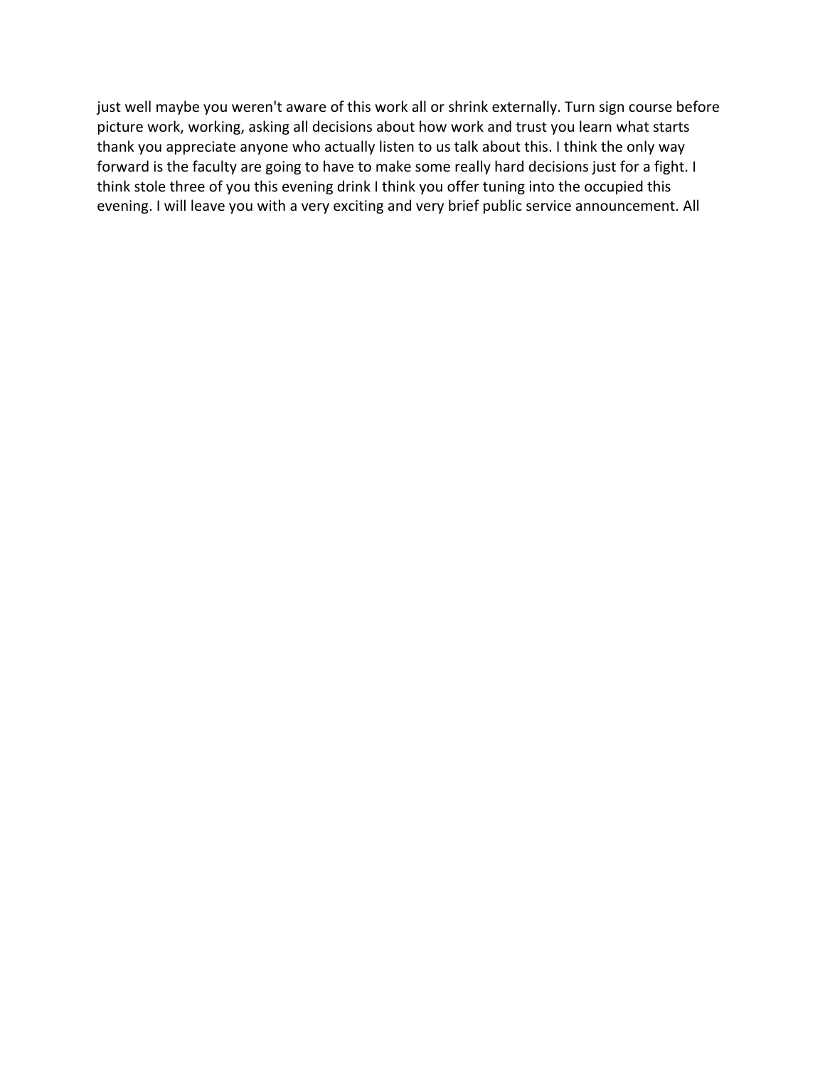just well maybe you weren't aware of this work all or shrink externally. Turn sign course before picture work, working, asking all decisions about how work and trust you learn what starts thank you appreciate anyone who actually listen to us talk about this. I think the only way forward is the faculty are going to have to make some really hard decisions just for a fight. I think stole three of you this evening drink I think you offer tuning into the occupied this evening. I will leave you with a very exciting and very brief public service announcement. All